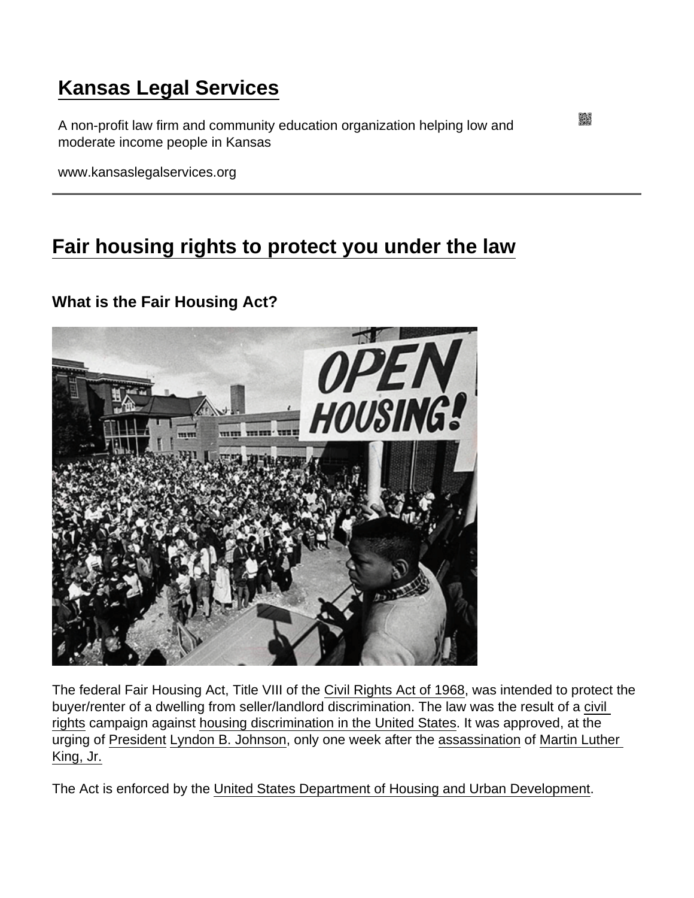# Kansas Legal Services

A non-profit law firm and community education organization helping low and moderate income people in Kansas

www.kansaslegalservices.org

## Fair housing rights to protect you under the law

### What is the Fair Housing Act?

The federal Fair Housing Act, Title VIII of the Civil Rights Act of 1968, was intended to protect the buyer/renter of a dwelling from seller/landlord discrimination. The law was the result of a civil rights campaign against housing discrimination in the United States. It was approved, at the urging of President Lyndon B. Johnson, only one week after the assassination of Martin Luther King, Jr.

The Act is enforced by the United States Department of Housing and Urban Development.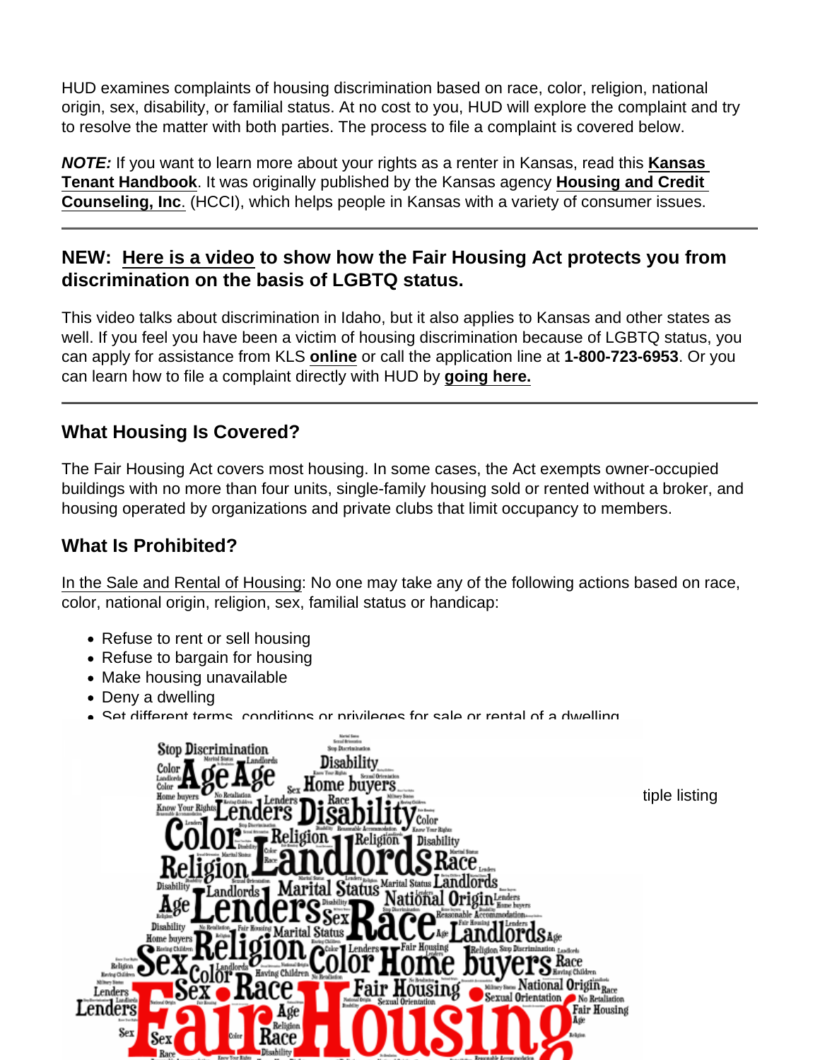HUD examines complaints of housing discrimination based on race, color, religion, national origin, sex, disability, or familial status. At no cost to you, HUD will explore the complaint and try to resolve the matter with both parties. The process to file a complaint is covered below.

***NOTE:*** If you want to learn more about your rights as a renter in Kansas, read this **Kansas Tenant Handbook**. It was originally published by the Kansas agency **Housing and Credit Counseling, Inc**. (HCCI), which helps people in Kansas with a variety of consumer issues.

---

### NEW: Here is a video to show how the Fair Housing Act protects you from discrimination on the basis of LGBTQ status.

This video talks about discrimination in Idaho, but it also applies to Kansas and other states as well. If you feel you have been a victim of housing discrimination because of LGBTQ status, you can apply for assistance from KLS **online** or call the application line at **1-800-723-6953**. Or you can learn how to file a complaint directly with HUD by **going here.**

---

### What Housing Is Covered?

The Fair Housing Act covers most housing. In some cases, the Act exempts owner-occupied buildings with no more than four units, single-family housing sold or rented without a broker, and housing operated by organizations and private clubs that limit occupancy to members.

### What Is Prohibited?

In the Sale and Rental of Housing: No one may take any of the following actions based on race, color, national origin, religion, sex, familial status or handicap:

- Refuse to rent or sell housing
- Refuse to bargain for housing
- Make housing unavailable
- Deny a dwelling
- Set different terms, conditions or privileges for sale or rental of a dwelling

tiple listing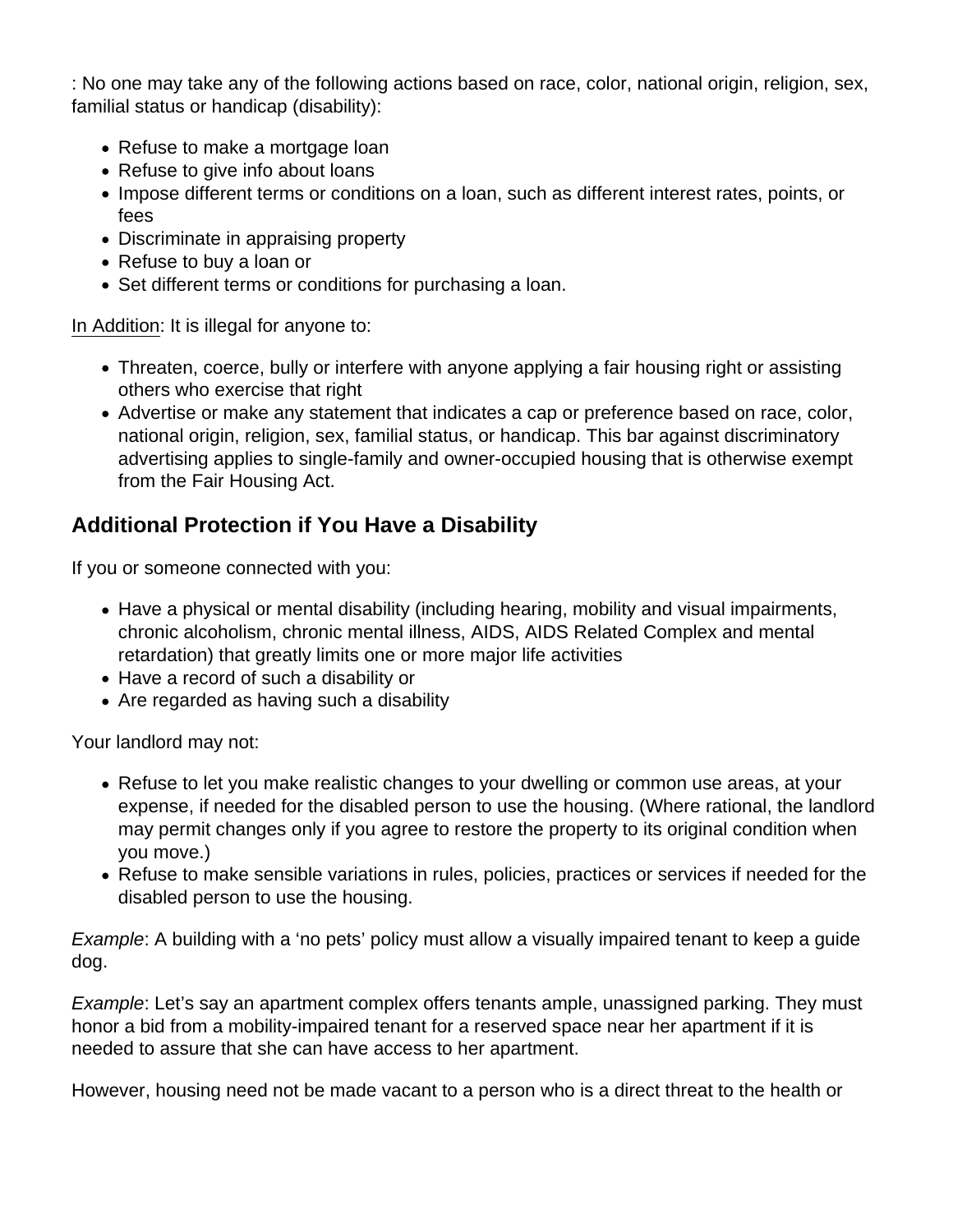: No one may take any of the following actions based on race, color, national origin, religion, sex, familial status or handicap (disability):

- Refuse to make a mortgage loan
- Refuse to give info about loans
- Impose different terms or conditions on a loan, such as different interest rates, points, or fees
- Discriminate in appraising property
- Refuse to buy a loan or
- Set different terms or conditions for purchasing a loan.

In Addition: It is illegal for anyone to:

- Threaten, coerce, bully or interfere with anyone applying a fair housing right or assisting others who exercise that right
- Advertise or make any statement that indicates a cap or preference based on race, color, national origin, religion, sex, familial status, or handicap. This bar against discriminatory advertising applies to single-family and owner-occupied housing that is otherwise exempt from the Fair Housing Act.

## Additional Protection if You Have a Disability

If you or someone connected with you:

- Have a physical or mental disability (including hearing, mobility and visual impairments, chronic alcoholism, chronic mental illness, AIDS, AIDS Related Complex and mental retardation) that greatly limits one or more major life activities
- Have a record of such a disability or
- Are regarded as having such a disability

Your landlord may not:

- Refuse to let you make realistic changes to your dwelling or common use areas, at your expense, if needed for the disabled person to use the housing. (Where rational, the landlord may permit changes only if you agree to restore the property to its original condition when you move.)
- Refuse to make sensible variations in rules, policies, practices or services if needed for the disabled person to use the housing.

*Example*: A building with a 'no pets' policy must allow a visually impaired tenant to keep a guide dog.

*Example*: Let's say an apartment complex offers tenants ample, unassigned parking. They must honor a bid from a mobility-impaired tenant for a reserved space near her apartment if it is needed to assure that she can have access to her apartment.

However, housing need not be made vacant to a person who is a direct threat to the health or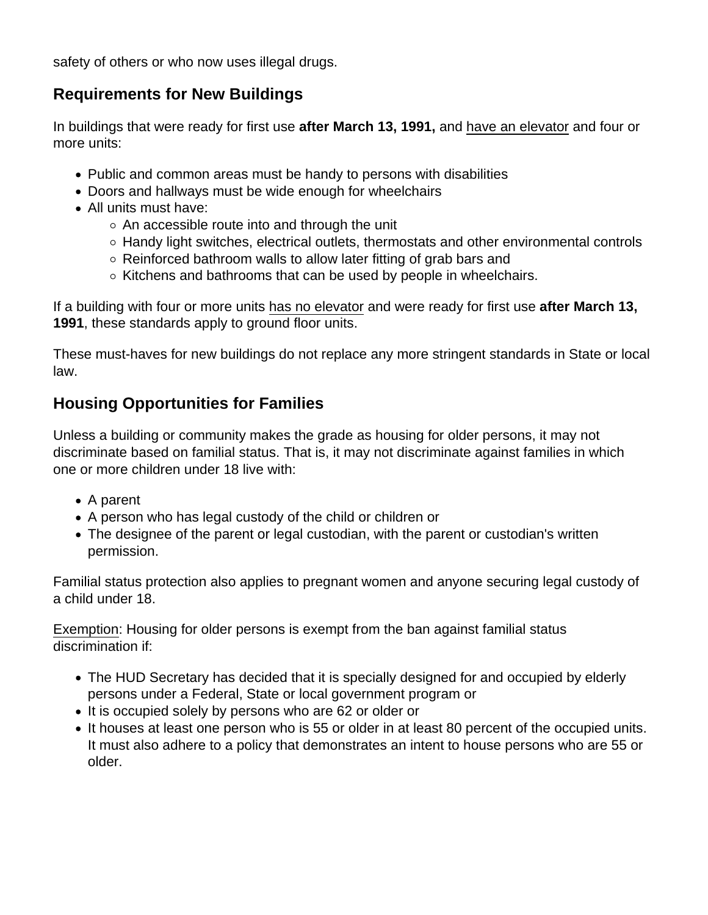safety of others or who now uses illegal drugs.

## Requirements for New Buildings

In buildings that were ready for first use **after March 13, 1991,** and have an elevator and four or more units:

- Public and common areas must be handy to persons with disabilities
- Doors and hallways must be wide enough for wheelchairs
- All units must have:
  - An accessible route into and through the unit
  - Handy light switches, electrical outlets, thermostats and other environmental controls
  - Reinforced bathroom walls to allow later fitting of grab bars and
  - Kitchens and bathrooms that can be used by people in wheelchairs.

If a building with four or more units has no elevator and were ready for first use **after March 13, 1991**, these standards apply to ground floor units.

These must-haves for new buildings do not replace any more stringent standards in State or local law.

## Housing Opportunities for Families

Unless a building or community makes the grade as housing for older persons, it may not discriminate based on familial status. That is, it may not discriminate against families in which one or more children under 18 live with:

- A parent
- A person who has legal custody of the child or children or
- The designee of the parent or legal custodian, with the parent or custodian's written permission.

Familial status protection also applies to pregnant women and anyone securing legal custody of a child under 18.

Exemption: Housing for older persons is exempt from the ban against familial status discrimination if:

- The HUD Secretary has decided that it is specially designed for and occupied by elderly persons under a Federal, State or local government program or
- It is occupied solely by persons who are 62 or older or
- It houses at least one person who is 55 or older in at least 80 percent of the occupied units. It must also adhere to a policy that demonstrates an intent to house persons who are 55 or older.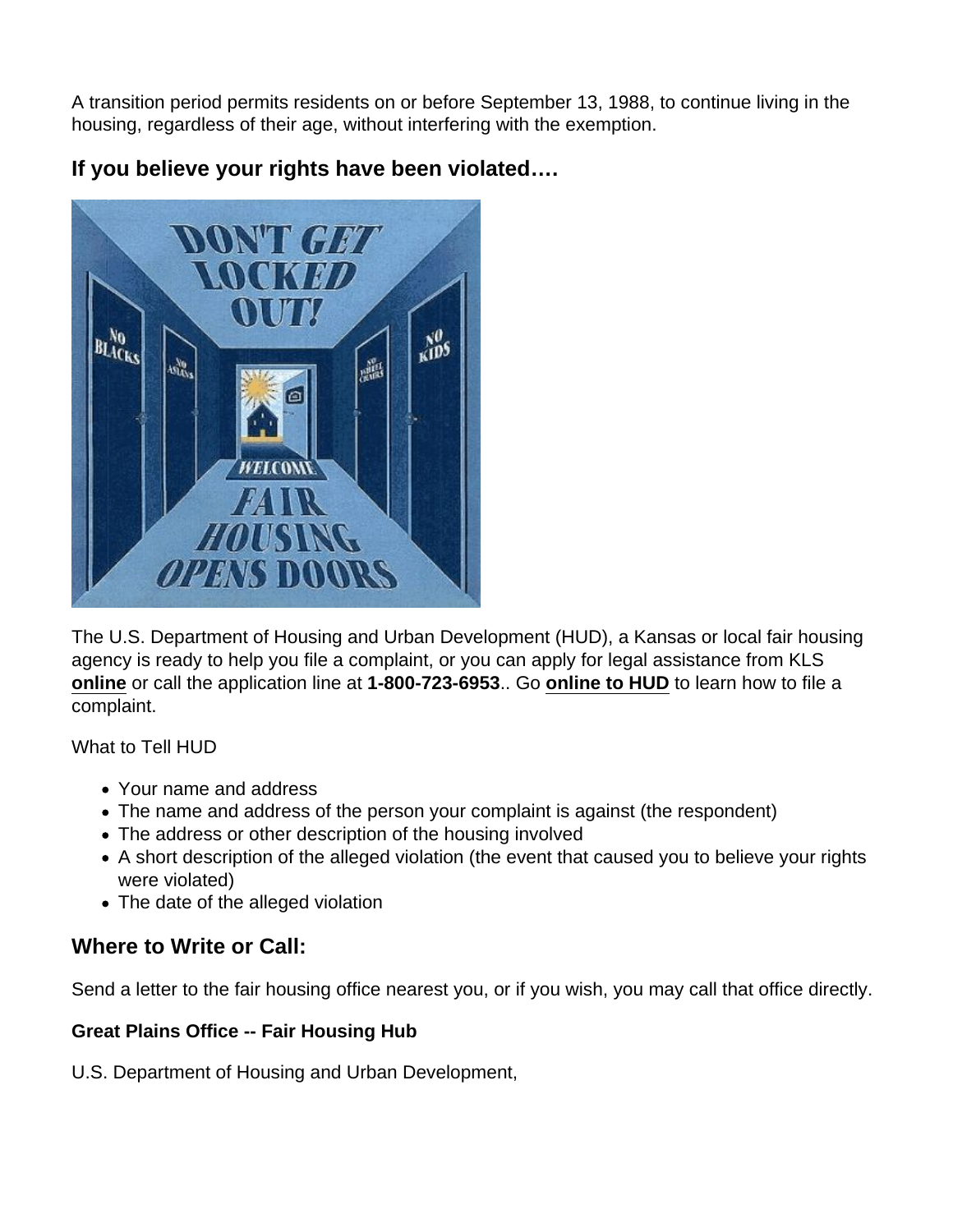A transition period permits residents on or before September 13, 1988, to continue living in the housing, regardless of their age, without interfering with the exemption.

## If you believe your rights have been violated….

The U.S. Department of Housing and Urban Development (HUD), a Kansas or local fair housing agency is ready to help you file a complaint, or you can apply for legal assistance from KLS **online** or call the application line at **1-800-723-6953**.. Go **online to HUD** to learn how to file a complaint.

What to Tell HUD

- Your name and address
- The name and address of the person your complaint is against (the respondent)
- The address or other description of the housing involved
- A short description of the alleged violation (the event that caused you to believe your rights were violated)
- The date of the alleged violation

## Where to Write or Call:

Send a letter to the fair housing office nearest you, or if you wish, you may call that office directly.

**Great Plains Office -- Fair Housing Hub**

U.S. Department of Housing and Urban Development,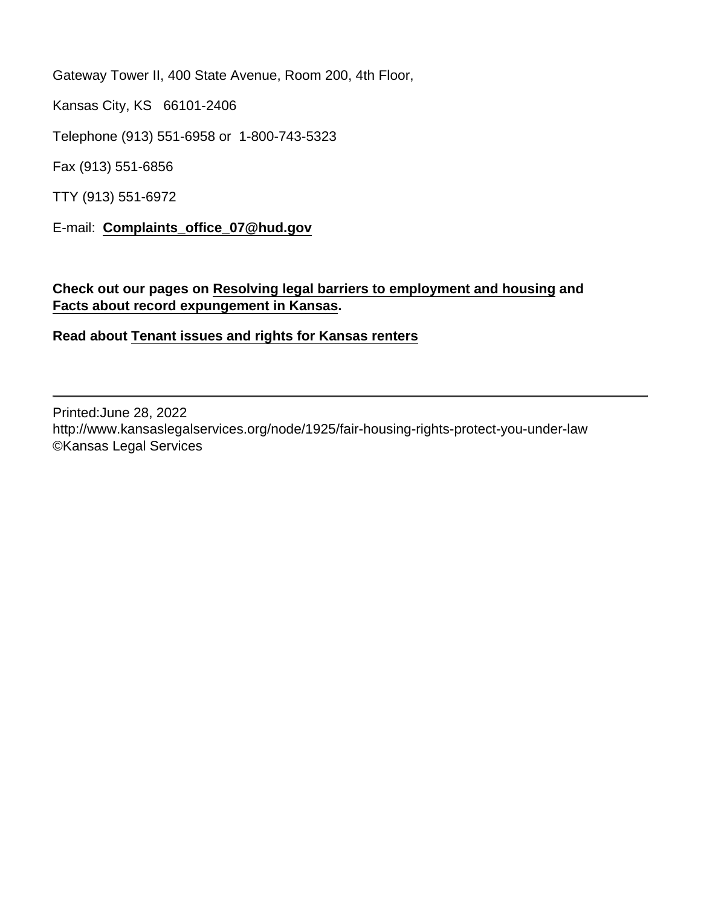Gateway Tower II, 400 State Avenue, Room 200, 4th Floor,

Kansas City, KS   66101-2406

Telephone (913) 551-6958 or  1-800-743-5323

Fax (913) 551-6856

TTY (913) 551-6972

E-mail:  **Complaints_office_07@hud.gov**

**Check out our pages on Resolving legal barriers to employment and housing and Facts about record expungement in Kansas.**

**Read about Tenant issues and rights for Kansas renters**

---

Printed:June 28, 2022
http://www.kansaslegalservices.org/node/1925/fair-housing-rights-protect-you-under-law
©Kansas Legal Services